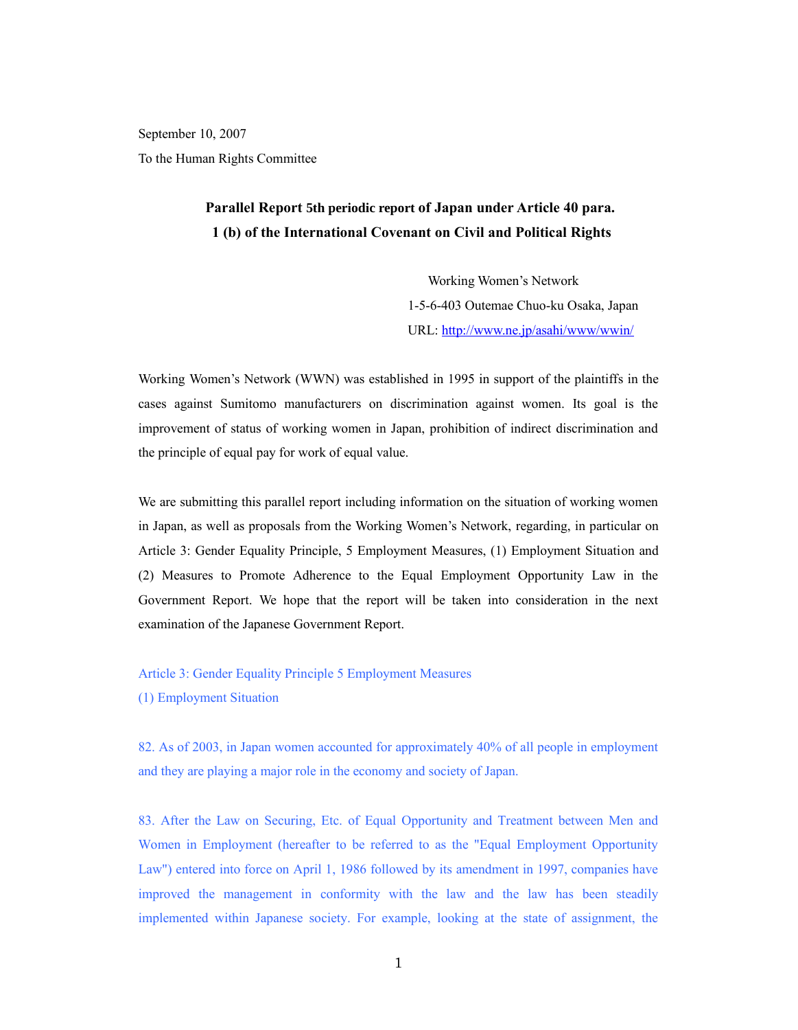September 10, 2007

To the Human Rights Committee

**Parallel Report 5th periodic report of Japan under Article 40 para. 1 (b) of the International Covenant on Civil and Political Rights**

Working Women's Network
1-5-6-403 Outemae Chuo-ku Osaka, Japan
URL: http://www.ne.jp/asahi/www/wwin/

Working Women's Network (WWN) was established in 1995 in support of the plaintiffs in the cases against Sumitomo manufacturers on discrimination against women. Its goal is the improvement of status of working women in Japan, prohibition of indirect discrimination and the principle of equal pay for work of equal value.

We are submitting this parallel report including information on the situation of working women in Japan, as well as proposals from the Working Women's Network, regarding, in particular on Article 3: Gender Equality Principle, 5 Employment Measures, (1) Employment Situation and (2) Measures to Promote Adherence to the Equal Employment Opportunity Law in the Government Report. We hope that the report will be taken into consideration in the next examination of the Japanese Government Report.

Article 3: Gender Equality Principle 5 Employment Measures

(1) Employment Situation

82. As of 2003, in Japan women accounted for approximately 40% of all people in employment and they are playing a major role in the economy and society of Japan.

83. After the Law on Securing, Etc. of Equal Opportunity and Treatment between Men and Women in Employment (hereafter to be referred to as the "Equal Employment Opportunity Law") entered into force on April 1, 1986 followed by its amendment in 1997, companies have improved the management in conformity with the law and the law has been steadily implemented within Japanese society. For example, looking at the state of assignment, the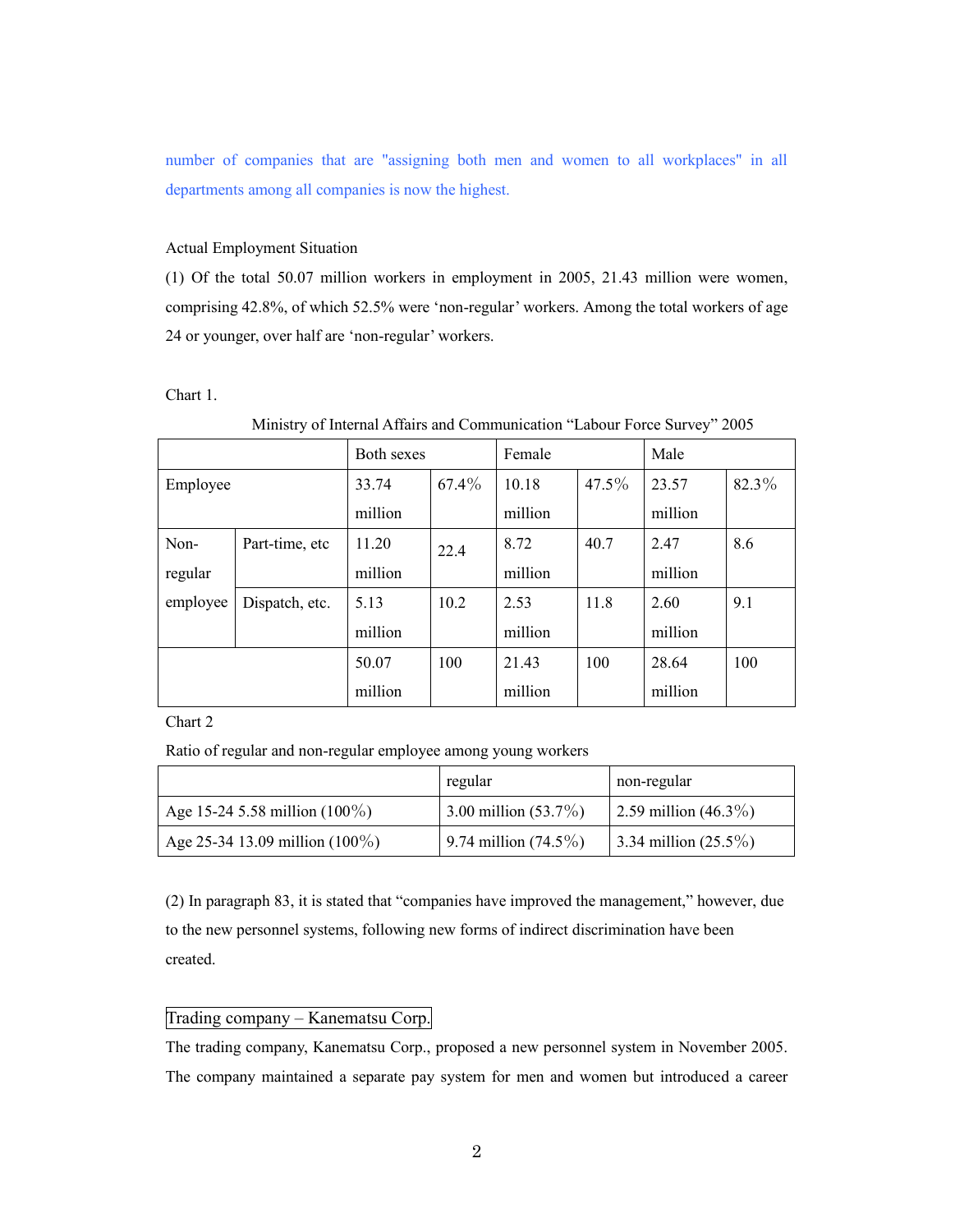number of companies that are "assigning both men and women to all workplaces" in all departments among all companies is now the highest.

Actual Employment Situation

(1) Of the total 50.07 million workers in employment in 2005, 21.43 million were women, comprising 42.8%, of which 52.5% were 'non-regular' workers. Among the total workers of age 24 or younger, over half are 'non-regular' workers.

Chart 1.

Ministry of Internal Affairs and Communication "Labour Force Survey" 2005

| | | Both sexes | | Female | | Male | |
|---|---|---|---|---|---|---|---|
| Employee | | 33.74 million | 67.4% | 10.18 million | 47.5% | 23.57 million | 82.3% |
| Non-regular employee | Part-time, etc | 11.20 million | 22.4 | 8.72 million | 40.7 | 2.47 million | 8.6 |
| | Dispatch, etc. | 5.13 million | 10.2 | 2.53 million | 11.8 | 2.60 million | 9.1 |
| | | 50.07 million | 100 | 21.43 million | 100 | 28.64 million | 100 |

Chart 2

Ratio of regular and non-regular employee among young workers

| | regular | non-regular |
|---|---|---|
| Age 15-24 5.58 million (100%) | 3.00 million (53.7%) | 2.59 million (46.3%) |
| Age 25-34 13.09 million (100%) | 9.74 million (74.5%) | 3.34 million (25.5%) |

(2) In paragraph 83, it is stated that "companies have improved the management," however, due to the new personnel systems, following new forms of indirect discrimination have been created.

**Trading company – Kanematsu Corp.**

The trading company, Kanematsu Corp., proposed a new personnel system in November 2005. The company maintained a separate pay system for men and women but introduced a career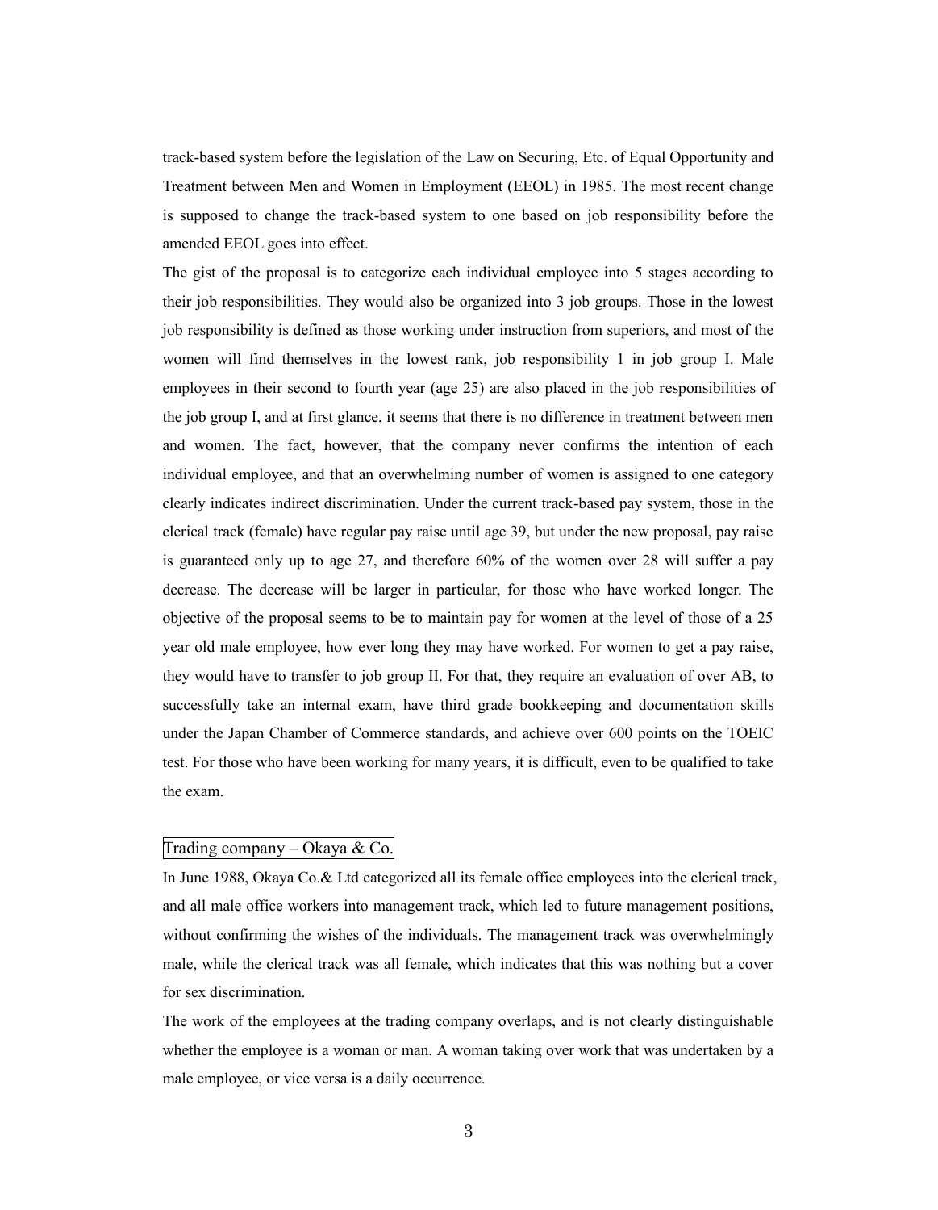track-based system before the legislation of the Law on Securing, Etc. of Equal Opportunity and Treatment between Men and Women in Employment (EEOL) in 1985. The most recent change is supposed to change the track-based system to one based on job responsibility before the amended EEOL goes into effect.

The gist of the proposal is to categorize each individual employee into 5 stages according to their job responsibilities. They would also be organized into 3 job groups. Those in the lowest job responsibility is defined as those working under instruction from superiors, and most of the women will find themselves in the lowest rank, job responsibility 1 in job group I. Male employees in their second to fourth year (age 25) are also placed in the job responsibilities of the job group I, and at first glance, it seems that there is no difference in treatment between men and women. The fact, however, that the company never confirms the intention of each individual employee, and that an overwhelming number of women is assigned to one category clearly indicates indirect discrimination. Under the current track-based pay system, those in the clerical track (female) have regular pay raise until age 39, but under the new proposal, pay raise is guaranteed only up to age 27, and therefore 60% of the women over 28 will suffer a pay decrease. The decrease will be larger in particular, for those who have worked longer. The objective of the proposal seems to be to maintain pay for women at the level of those of a 25 year old male employee, how ever long they may have worked. For women to get a pay raise, they would have to transfer to job group II. For that, they require an evaluation of over AB, to successfully take an internal exam, have third grade bookkeeping and documentation skills under the Japan Chamber of Commerce standards, and achieve over 600 points on the TOEIC test. For those who have been working for many years, it is difficult, even to be qualified to take the exam.

### Trading company – Okaya & Co.

In June 1988, Okaya Co.& Ltd categorized all its female office employees into the clerical track, and all male office workers into management track, which led to future management positions, without confirming the wishes of the individuals. The management track was overwhelmingly male, while the clerical track was all female, which indicates that this was nothing but a cover for sex discrimination.

The work of the employees at the trading company overlaps, and is not clearly distinguishable whether the employee is a woman or man. A woman taking over work that was undertaken by a male employee, or vice versa is a daily occurrence.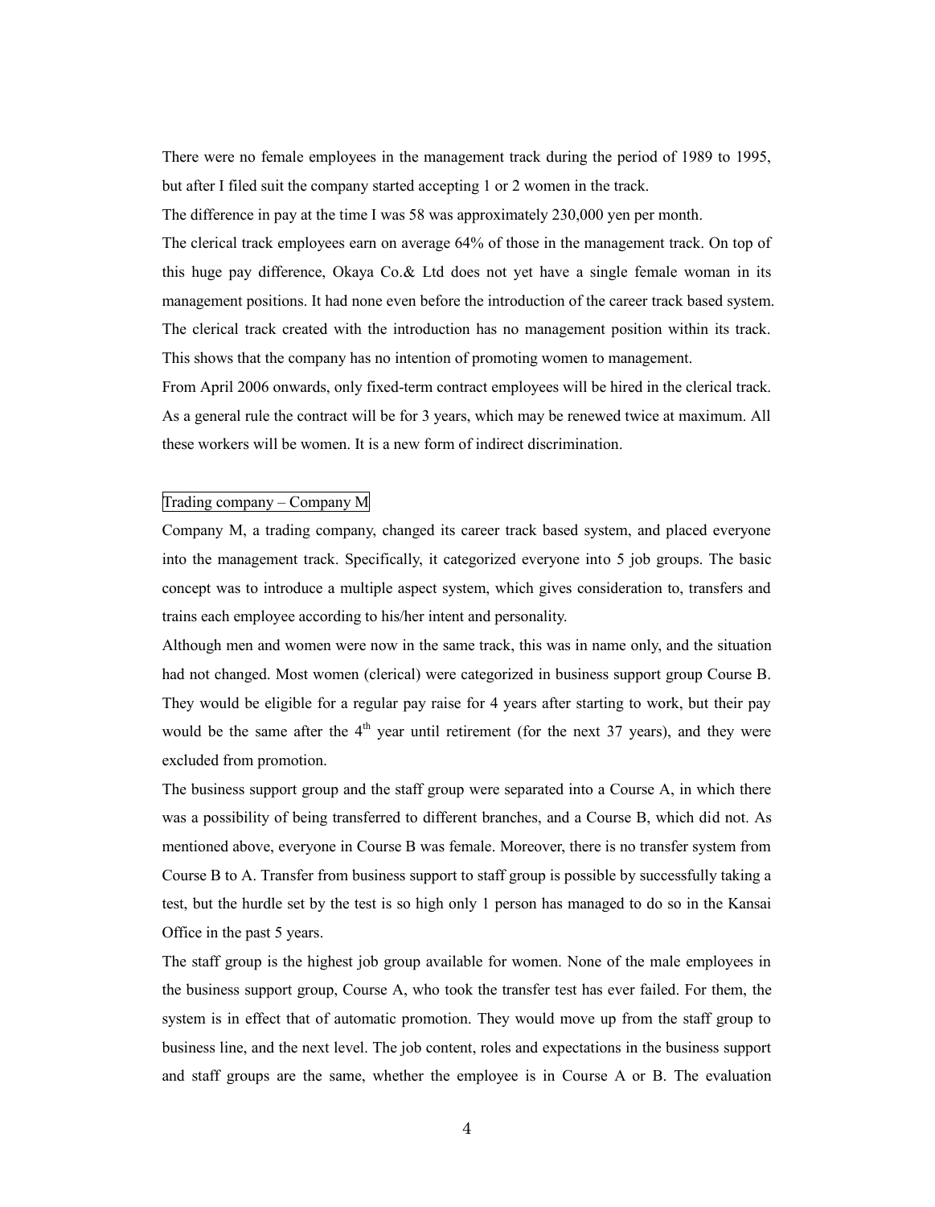There were no female employees in the management track during the period of 1989 to 1995, but after I filed suit the company started accepting 1 or 2 women in the track.

The difference in pay at the time I was 58 was approximately 230,000 yen per month.

The clerical track employees earn on average 64% of those in the management track. On top of this huge pay difference, Okaya Co.& Ltd does not yet have a single female woman in its management positions. It had none even before the introduction of the career track based system. The clerical track created with the introduction has no management position within its track. This shows that the company has no intention of promoting women to management.

From April 2006 onwards, only fixed-term contract employees will be hired in the clerical track. As a general rule the contract will be for 3 years, which may be renewed twice at maximum. All these workers will be women. It is a new form of indirect discrimination.

### Trading company – Company M

Company M, a trading company, changed its career track based system, and placed everyone into the management track. Specifically, it categorized everyone into 5 job groups. The basic concept was to introduce a multiple aspect system, which gives consideration to, transfers and trains each employee according to his/her intent and personality.

Although men and women were now in the same track, this was in name only, and the situation had not changed. Most women (clerical) were categorized in business support group Course B. They would be eligible for a regular pay raise for 4 years after starting to work, but their pay would be the same after the 4th year until retirement (for the next 37 years), and they were excluded from promotion.

The business support group and the staff group were separated into a Course A, in which there was a possibility of being transferred to different branches, and a Course B, which did not. As mentioned above, everyone in Course B was female. Moreover, there is no transfer system from Course B to A. Transfer from business support to staff group is possible by successfully taking a test, but the hurdle set by the test is so high only 1 person has managed to do so in the Kansai Office in the past 5 years.

The staff group is the highest job group available for women. None of the male employees in the business support group, Course A, who took the transfer test has ever failed. For them, the system is in effect that of automatic promotion. They would move up from the staff group to business line, and the next level. The job content, roles and expectations in the business support and staff groups are the same, whether the employee is in Course A or B. The evaluation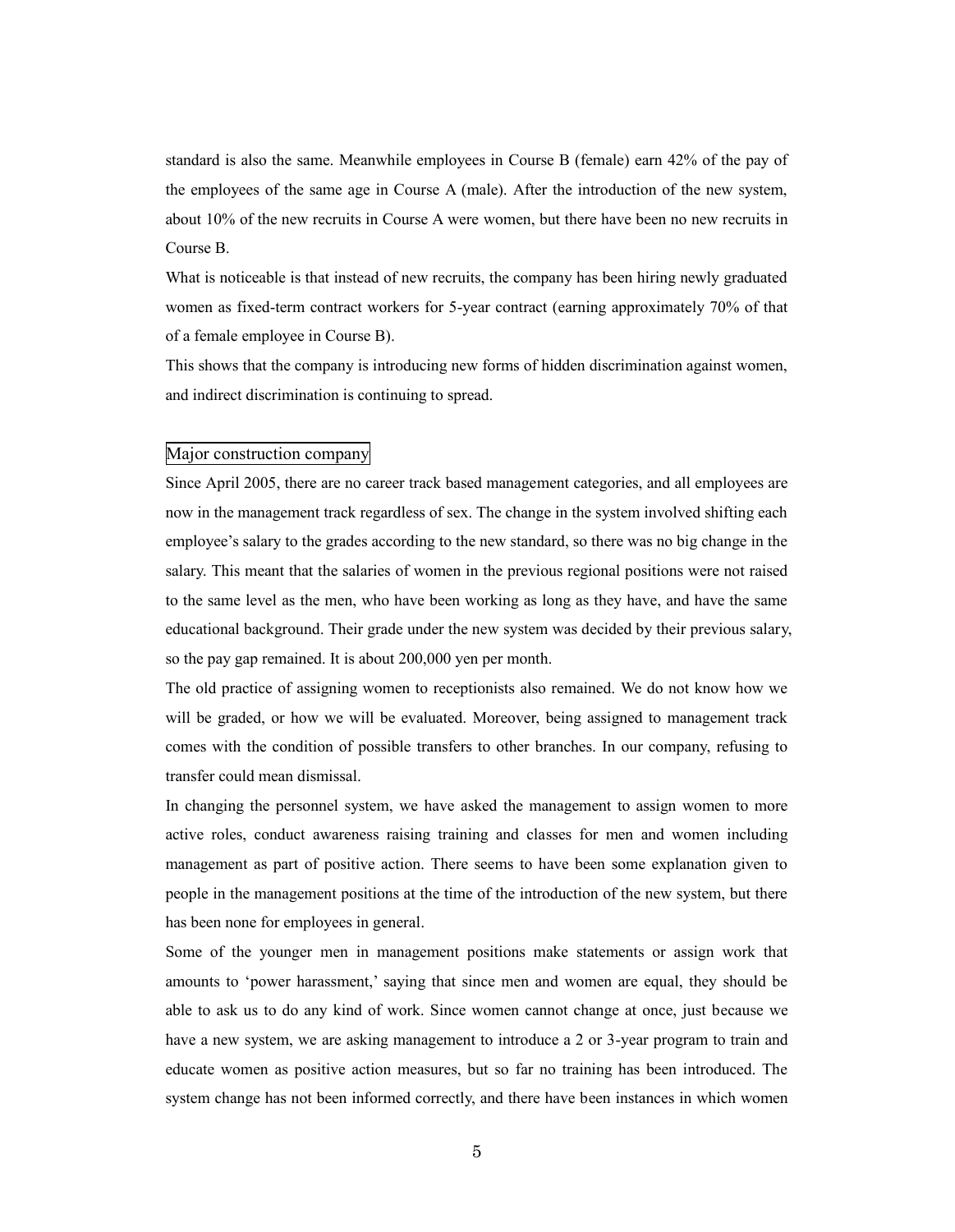standard is also the same. Meanwhile employees in Course B (female) earn 42% of the pay of the employees of the same age in Course A (male). After the introduction of the new system, about 10% of the new recruits in Course A were women, but there have been no new recruits in Course B.

What is noticeable is that instead of new recruits, the company has been hiring newly graduated women as fixed-term contract workers for 5-year contract (earning approximately 70% of that of a female employee in Course B).

This shows that the company is introducing new forms of hidden discrimination against women, and indirect discrimination is continuing to spread.

### Major construction company

Since April 2005, there are no career track based management categories, and all employees are now in the management track regardless of sex. The change in the system involved shifting each employee's salary to the grades according to the new standard, so there was no big change in the salary. This meant that the salaries of women in the previous regional positions were not raised to the same level as the men, who have been working as long as they have, and have the same educational background. Their grade under the new system was decided by their previous salary, so the pay gap remained. It is about 200,000 yen per month.

The old practice of assigning women to receptionists also remained. We do not know how we will be graded, or how we will be evaluated. Moreover, being assigned to management track comes with the condition of possible transfers to other branches. In our company, refusing to transfer could mean dismissal.

In changing the personnel system, we have asked the management to assign women to more active roles, conduct awareness raising training and classes for men and women including management as part of positive action. There seems to have been some explanation given to people in the management positions at the time of the introduction of the new system, but there has been none for employees in general.

Some of the younger men in management positions make statements or assign work that amounts to 'power harassment,' saying that since men and women are equal, they should be able to ask us to do any kind of work. Since women cannot change at once, just because we have a new system, we are asking management to introduce a 2 or 3-year program to train and educate women as positive action measures, but so far no training has been introduced. The system change has not been informed correctly, and there have been instances in which women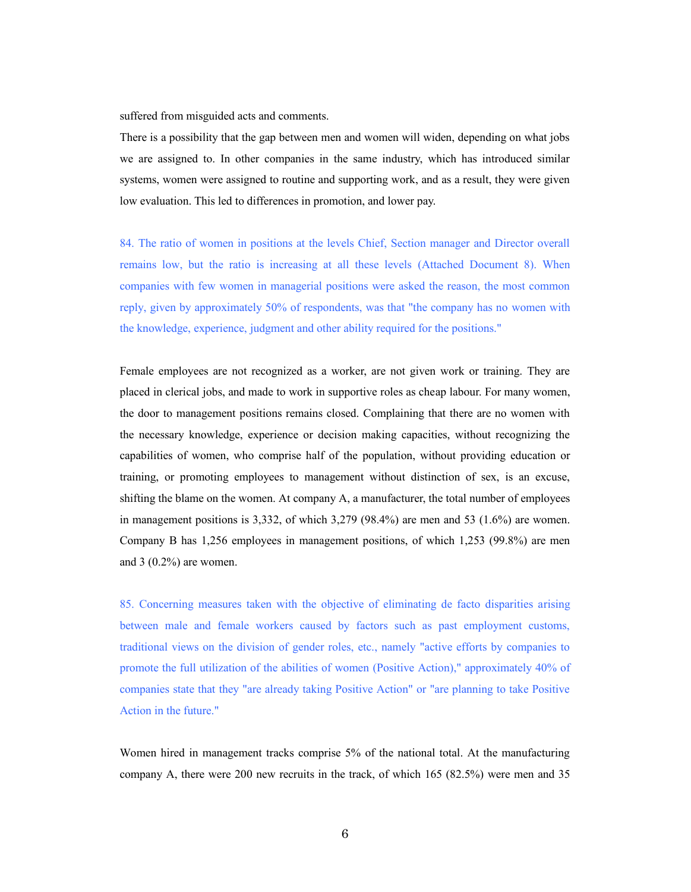suffered from misguided acts and comments.

There is a possibility that the gap between men and women will widen, depending on what jobs we are assigned to. In other companies in the same industry, which has introduced similar systems, women were assigned to routine and supporting work, and as a result, they were given low evaluation. This led to differences in promotion, and lower pay.

84. The ratio of women in positions at the levels Chief, Section manager and Director overall remains low, but the ratio is increasing at all these levels (Attached Document 8). When companies with few women in managerial positions were asked the reason, the most common reply, given by approximately 50% of respondents, was that "the company has no women with the knowledge, experience, judgment and other ability required for the positions."

Female employees are not recognized as a worker, are not given work or training. They are placed in clerical jobs, and made to work in supportive roles as cheap labour. For many women, the door to management positions remains closed. Complaining that there are no women with the necessary knowledge, experience or decision making capacities, without recognizing the capabilities of women, who comprise half of the population, without providing education or training, or promoting employees to management without distinction of sex, is an excuse, shifting the blame on the women. At company A, a manufacturer, the total number of employees in management positions is 3,332, of which 3,279 (98.4%) are men and 53 (1.6%) are women. Company B has 1,256 employees in management positions, of which 1,253 (99.8%) are men and 3 (0.2%) are women.

85. Concerning measures taken with the objective of eliminating de facto disparities arising between male and female workers caused by factors such as past employment customs, traditional views on the division of gender roles, etc., namely "active efforts by companies to promote the full utilization of the abilities of women (Positive Action)," approximately 40% of companies state that they "are already taking Positive Action" or "are planning to take Positive Action in the future."

Women hired in management tracks comprise 5% of the national total. At the manufacturing company A, there were 200 new recruits in the track, of which 165 (82.5%) were men and 35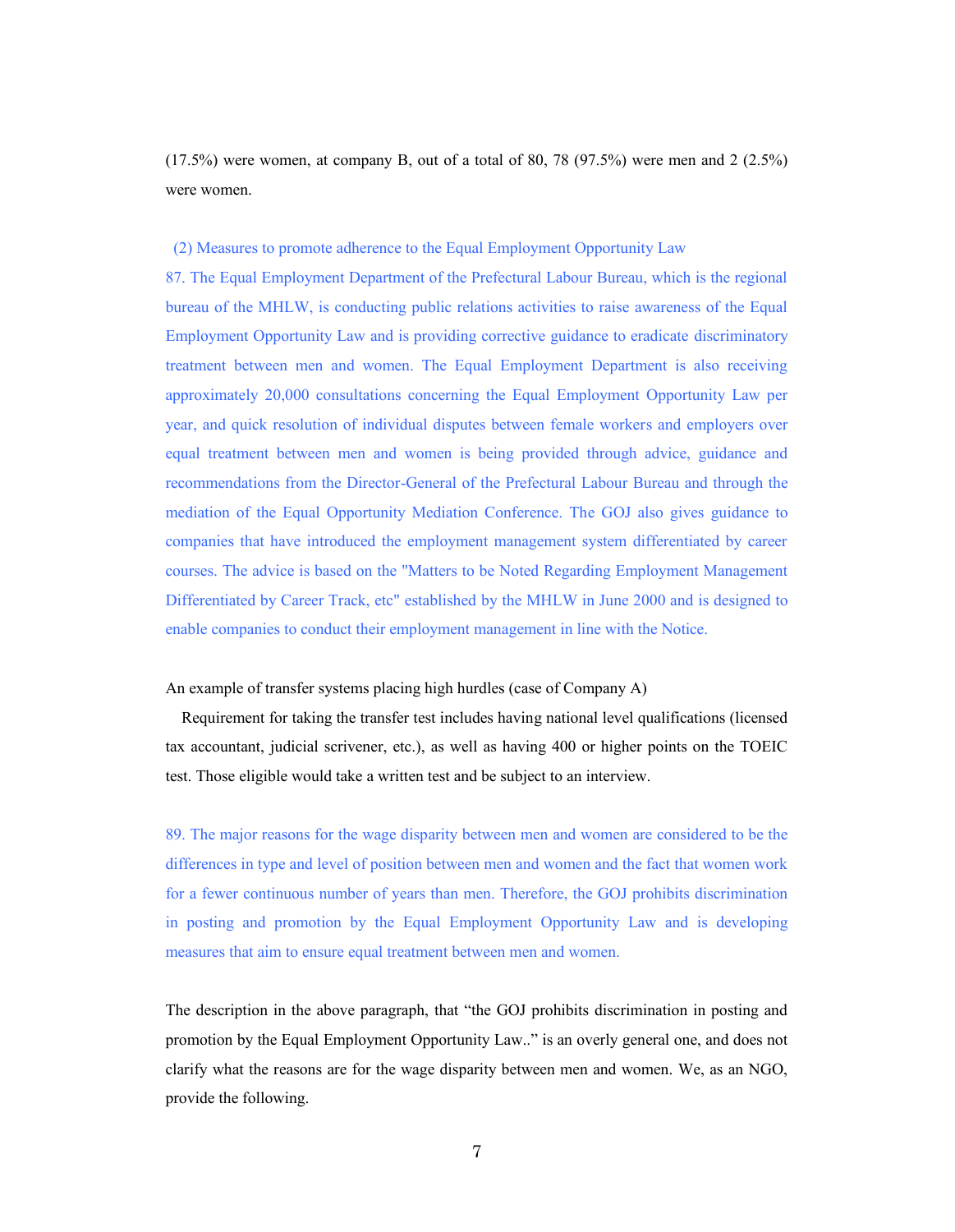(17.5%) were women, at company B, out of a total of 80, 78 (97.5%) were men and 2 (2.5%) were women.

(2) Measures to promote adherence to the Equal Employment Opportunity Law

87. The Equal Employment Department of the Prefectural Labour Bureau, which is the regional bureau of the MHLW, is conducting public relations activities to raise awareness of the Equal Employment Opportunity Law and is providing corrective guidance to eradicate discriminatory treatment between men and women. The Equal Employment Department is also receiving approximately 20,000 consultations concerning the Equal Employment Opportunity Law per year, and quick resolution of individual disputes between female workers and employers over equal treatment between men and women is being provided through advice, guidance and recommendations from the Director-General of the Prefectural Labour Bureau and through the mediation of the Equal Opportunity Mediation Conference. The GOJ also gives guidance to companies that have introduced the employment management system differentiated by career courses. The advice is based on the "Matters to be Noted Regarding Employment Management Differentiated by Career Track, etc" established by the MHLW in June 2000 and is designed to enable companies to conduct their employment management in line with the Notice.

An example of transfer systems placing high hurdles (case of Company A)

Requirement for taking the transfer test includes having national level qualifications (licensed tax accountant, judicial scrivener, etc.), as well as having 400 or higher points on the TOEIC test. Those eligible would take a written test and be subject to an interview.

89. The major reasons for the wage disparity between men and women are considered to be the differences in type and level of position between men and women and the fact that women work for a fewer continuous number of years than men. Therefore, the GOJ prohibits discrimination in posting and promotion by the Equal Employment Opportunity Law and is developing measures that aim to ensure equal treatment between men and women.

The description in the above paragraph, that "the GOJ prohibits discrimination in posting and promotion by the Equal Employment Opportunity Law.." is an overly general one, and does not clarify what the reasons are for the wage disparity between men and women. We, as an NGO, provide the following.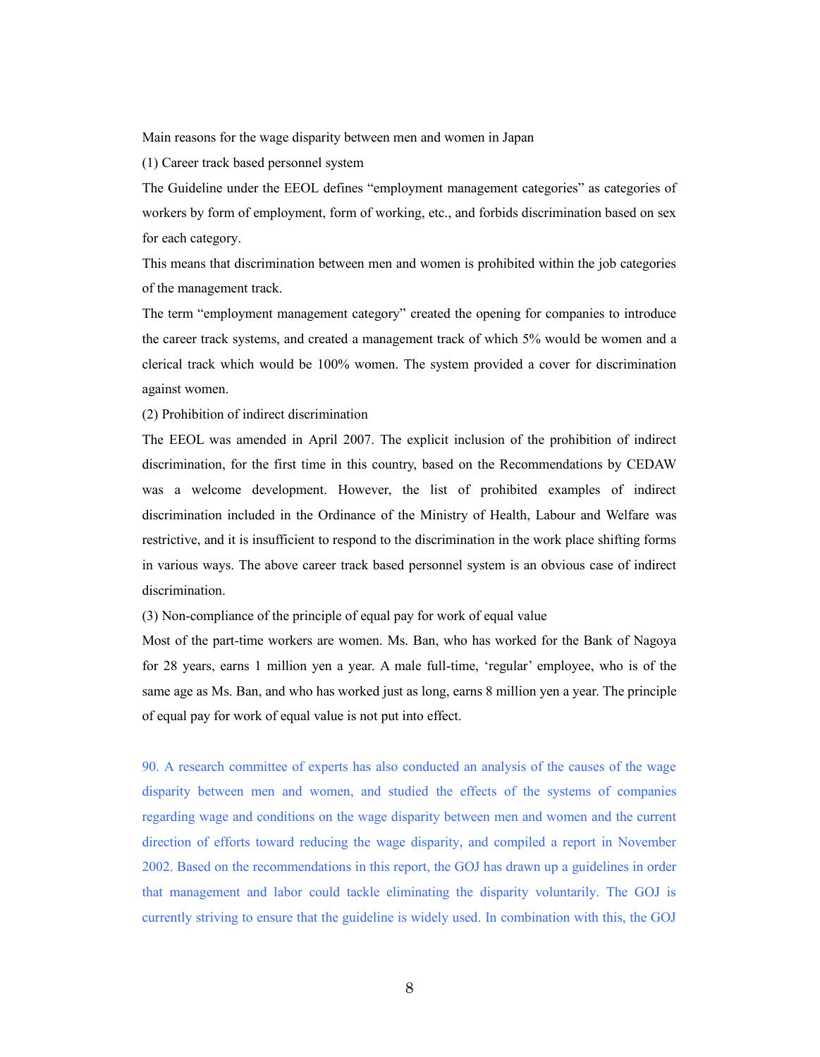Main reasons for the wage disparity between men and women in Japan

(1) Career track based personnel system

The Guideline under the EEOL defines “employment management categories” as categories of workers by form of employment, form of working, etc., and forbids discrimination based on sex for each category.

This means that discrimination between men and women is prohibited within the job categories of the management track.

The term “employment management category” created the opening for companies to introduce the career track systems, and created a management track of which 5% would be women and a clerical track which would be 100% women. The system provided a cover for discrimination against women.

(2) Prohibition of indirect discrimination

The EEOL was amended in April 2007. The explicit inclusion of the prohibition of indirect discrimination, for the first time in this country, based on the Recommendations by CEDAW was a welcome development. However, the list of prohibited examples of indirect discrimination included in the Ordinance of the Ministry of Health, Labour and Welfare was restrictive, and it is insufficient to respond to the discrimination in the work place shifting forms in various ways. The above career track based personnel system is an obvious case of indirect discrimination.

(3) Non-compliance of the principle of equal pay for work of equal value

Most of the part-time workers are women. Ms. Ban, who has worked for the Bank of Nagoya for 28 years, earns 1 million yen a year. A male full-time, ‘regular’ employee, who is of the same age as Ms. Ban, and who has worked just as long, earns 8 million yen a year. The principle of equal pay for work of equal value is not put into effect.

90. A research committee of experts has also conducted an analysis of the causes of the wage disparity between men and women, and studied the effects of the systems of companies regarding wage and conditions on the wage disparity between men and women and the current direction of efforts toward reducing the wage disparity, and compiled a report in November 2002. Based on the recommendations in this report, the GOJ has drawn up a guidelines in order that management and labor could tackle eliminating the disparity voluntarily. The GOJ is currently striving to ensure that the guideline is widely used. In combination with this, the GOJ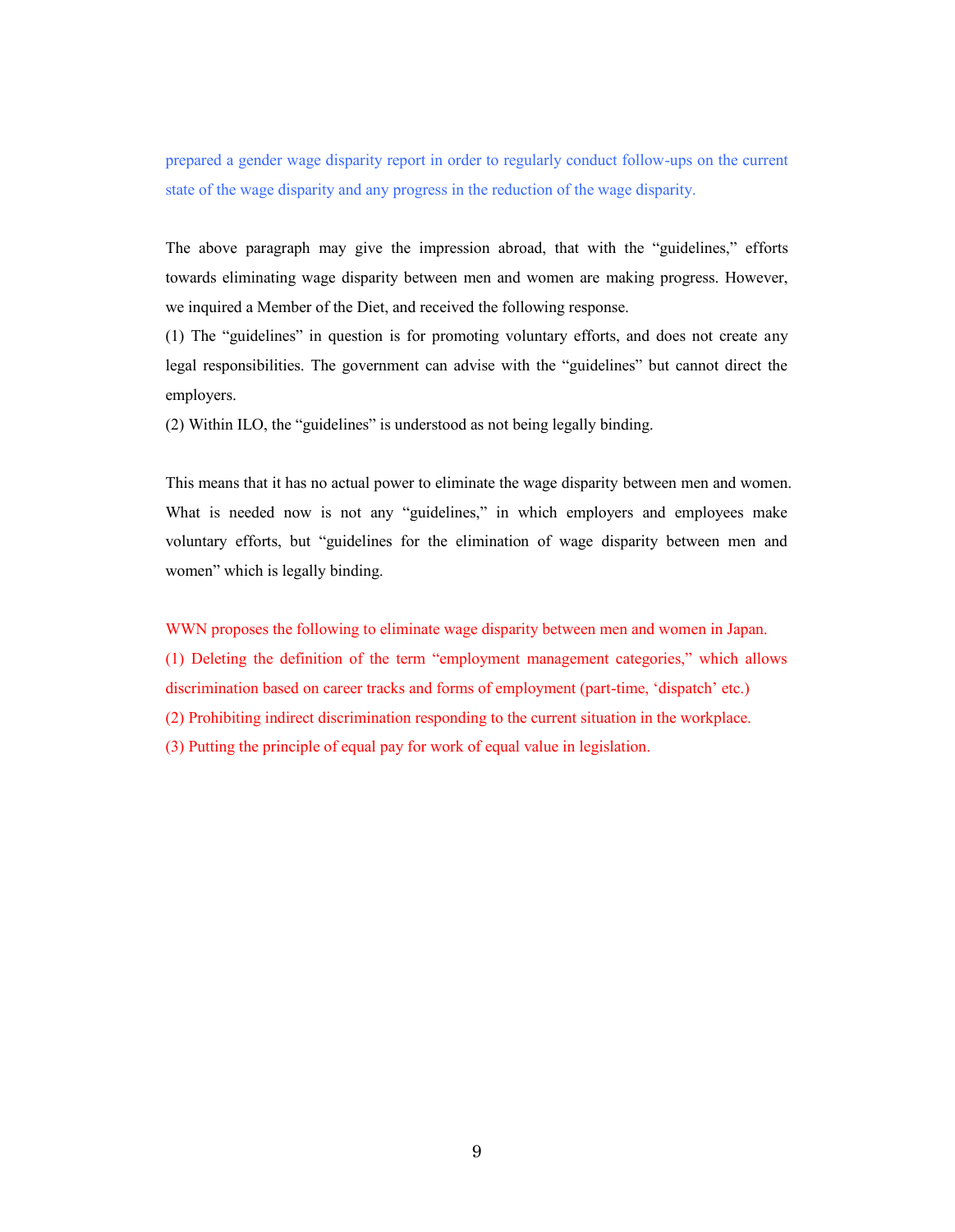prepared a gender wage disparity report in order to regularly conduct follow-ups on the current state of the wage disparity and any progress in the reduction of the wage disparity.

The above paragraph may give the impression abroad, that with the "guidelines," efforts towards eliminating wage disparity between men and women are making progress. However, we inquired a Member of the Diet, and received the following response.

(1) The "guidelines" in question is for promoting voluntary efforts, and does not create any legal responsibilities. The government can advise with the "guidelines" but cannot direct the employers.

(2) Within ILO, the "guidelines" is understood as not being legally binding.

This means that it has no actual power to eliminate the wage disparity between men and women. What is needed now is not any "guidelines," in which employers and employees make voluntary efforts, but "guidelines for the elimination of wage disparity between men and women" which is legally binding.

WWN proposes the following to eliminate wage disparity between men and women in Japan.

(1) Deleting the definition of the term "employment management categories," which allows discrimination based on career tracks and forms of employment (part-time, 'dispatch' etc.)

(2) Prohibiting indirect discrimination responding to the current situation in the workplace.

(3) Putting the principle of equal pay for work of equal value in legislation.